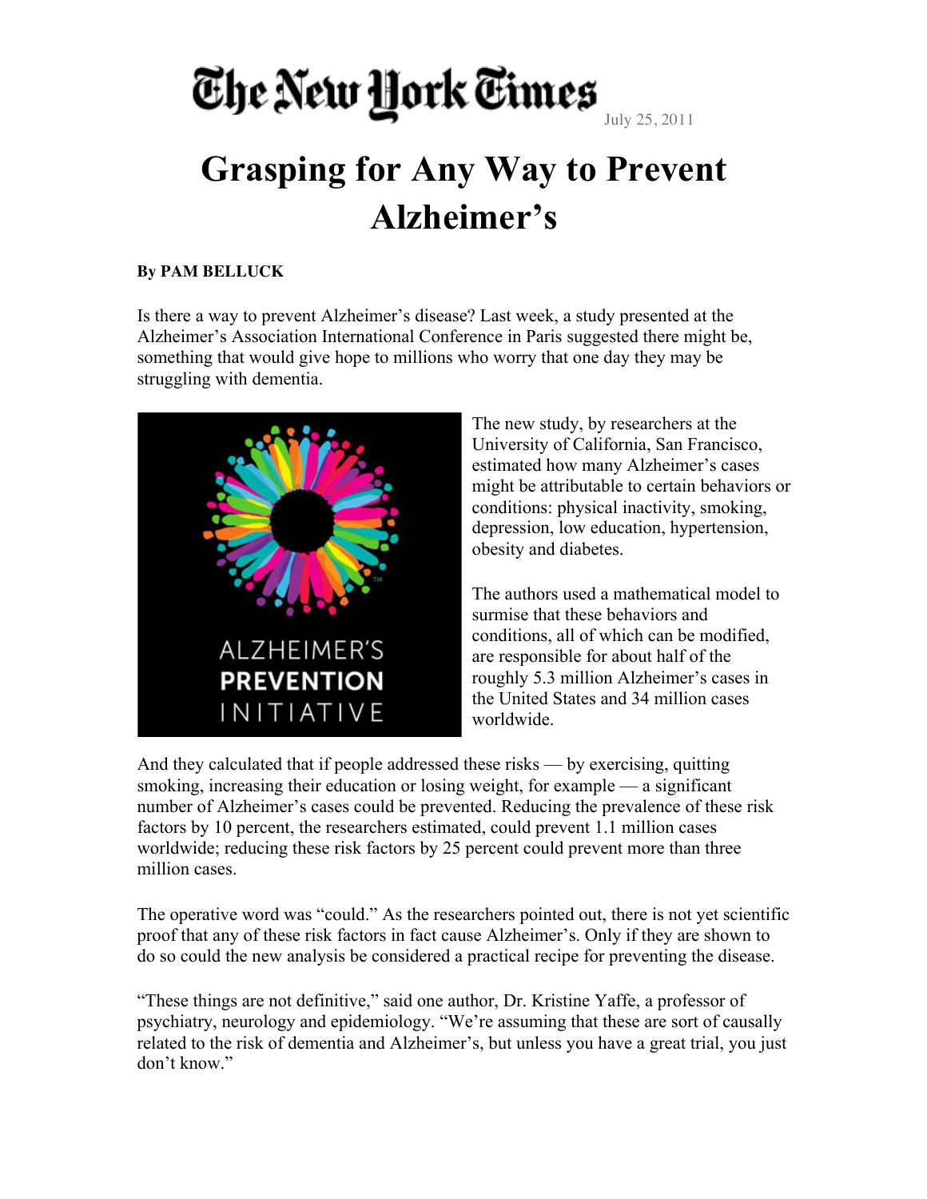The New York Times — July 25, 2011

# Grasping for Any Way to Prevent Alzheimer's

**By PAM BELLUCK**

Is there a way to prevent Alzheimer's disease? Last week, a study presented at the Alzheimer's Association International Conference in Paris suggested there might be, something that would give hope to millions who worry that one day they may be struggling with dementia.

The new study, by researchers at the University of California, San Francisco, estimated how many Alzheimer's cases might be attributable to certain behaviors or conditions: physical inactivity, smoking, depression, low education, hypertension, obesity and diabetes.

The authors used a mathematical model to surmise that these behaviors and conditions, all of which can be modified, are responsible for about half of the roughly 5.3 million Alzheimer's cases in the United States and 34 million cases worldwide.

And they calculated that if people addressed these risks — by exercising, quitting smoking, increasing their education or losing weight, for example — a significant number of Alzheimer's cases could be prevented. Reducing the prevalence of these risk factors by 10 percent, the researchers estimated, could prevent 1.1 million cases worldwide; reducing these risk factors by 25 percent could prevent more than three million cases.

The operative word was "could." As the researchers pointed out, there is not yet scientific proof that any of these risk factors in fact cause Alzheimer's. Only if they are shown to do so could the new analysis be considered a practical recipe for preventing the disease.

"These things are not definitive," said one author, Dr. Kristine Yaffe, a professor of psychiatry, neurology and epidemiology. "We're assuming that these are sort of causally related to the risk of dementia and Alzheimer's, but unless you have a great trial, you just don't know."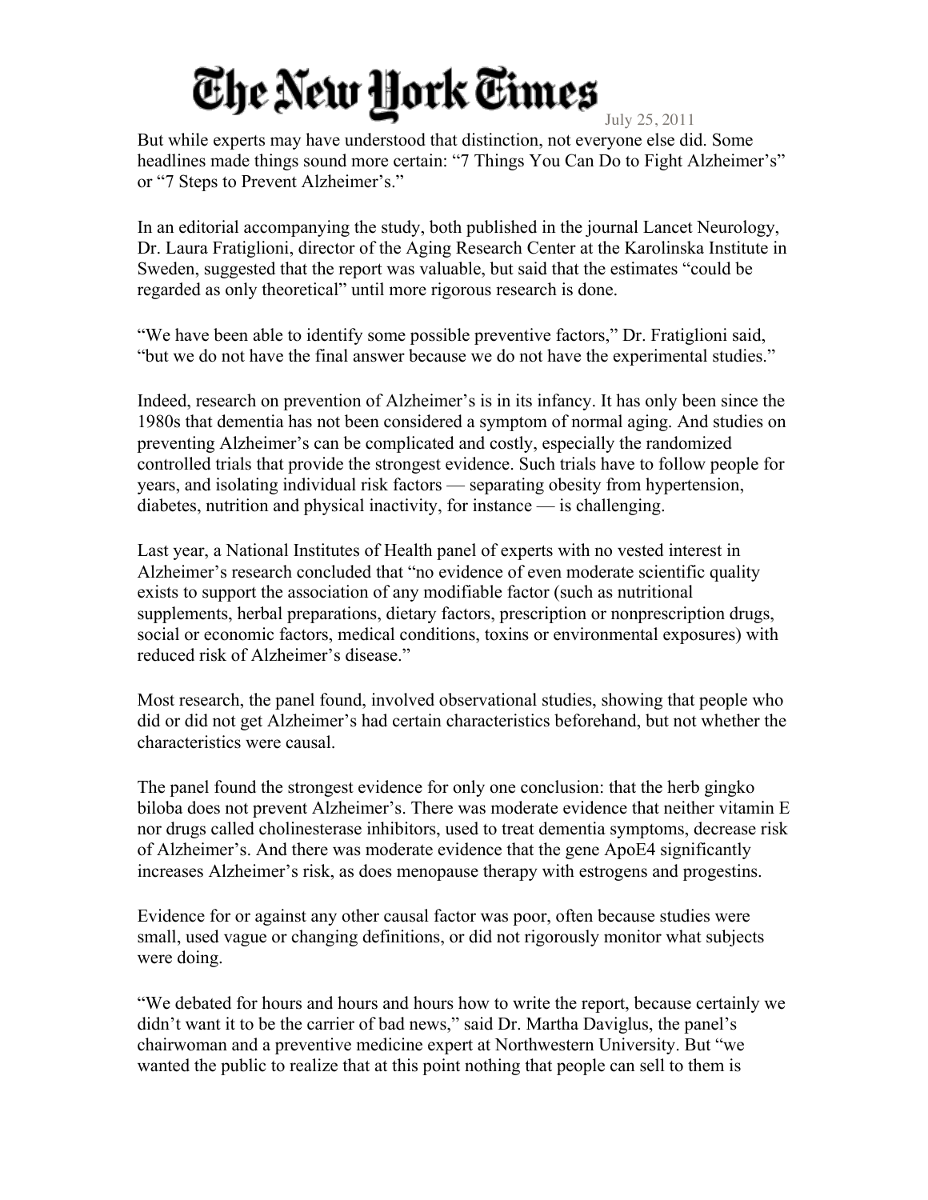But while experts may have understood that distinction, not everyone else did. Some headlines made things sound more certain: “7 Things You Can Do to Fight Alzheimer’s” or “7 Steps to Prevent Alzheimer’s.”

In an editorial accompanying the study, both published in the journal Lancet Neurology, Dr. Laura Fratiglioni, director of the Aging Research Center at the Karolinska Institute in Sweden, suggested that the report was valuable, but said that the estimates “could be regarded as only theoretical” until more rigorous research is done.

“We have been able to identify some possible preventive factors,” Dr. Fratiglioni said, “but we do not have the final answer because we do not have the experimental studies.”

Indeed, research on prevention of Alzheimer’s is in its infancy. It has only been since the 1980s that dementia has not been considered a symptom of normal aging. And studies on preventing Alzheimer’s can be complicated and costly, especially the randomized controlled trials that provide the strongest evidence. Such trials have to follow people for years, and isolating individual risk factors — separating obesity from hypertension, diabetes, nutrition and physical inactivity, for instance — is challenging.

Last year, a National Institutes of Health panel of experts with no vested interest in Alzheimer’s research concluded that “no evidence of even moderate scientific quality exists to support the association of any modifiable factor (such as nutritional supplements, herbal preparations, dietary factors, prescription or nonprescription drugs, social or economic factors, medical conditions, toxins or environmental exposures) with reduced risk of Alzheimer’s disease.”

Most research, the panel found, involved observational studies, showing that people who did or did not get Alzheimer’s had certain characteristics beforehand, but not whether the characteristics were causal.

The panel found the strongest evidence for only one conclusion: that the herb gingko biloba does not prevent Alzheimer’s. There was moderate evidence that neither vitamin E nor drugs called cholinesterase inhibitors, used to treat dementia symptoms, decrease risk of Alzheimer’s. And there was moderate evidence that the gene ApoE4 significantly increases Alzheimer’s risk, as does menopause therapy with estrogens and progestins.

Evidence for or against any other causal factor was poor, often because studies were small, used vague or changing definitions, or did not rigorously monitor what subjects were doing.

“We debated for hours and hours and hours how to write the report, because certainly we didn’t want it to be the carrier of bad news,” said Dr. Martha Daviglus, the panel’s chairwoman and a preventive medicine expert at Northwestern University. But “we wanted the public to realize that at this point nothing that people can sell to them is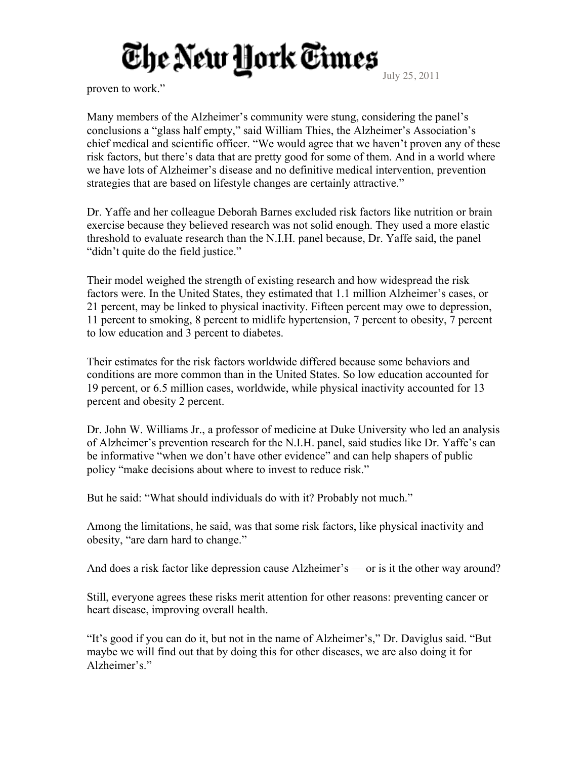proven to work."

Many members of the Alzheimer's community were stung, considering the panel's conclusions a "glass half empty," said William Thies, the Alzheimer's Association's chief medical and scientific officer. "We would agree that we haven't proven any of these risk factors, but there's data that are pretty good for some of them. And in a world where we have lots of Alzheimer's disease and no definitive medical intervention, prevention strategies that are based on lifestyle changes are certainly attractive."

Dr. Yaffe and her colleague Deborah Barnes excluded risk factors like nutrition or brain exercise because they believed research was not solid enough. They used a more elastic threshold to evaluate research than the N.I.H. panel because, Dr. Yaffe said, the panel "didn't quite do the field justice."

Their model weighed the strength of existing research and how widespread the risk factors were. In the United States, they estimated that 1.1 million Alzheimer's cases, or 21 percent, may be linked to physical inactivity. Fifteen percent may owe to depression, 11 percent to smoking, 8 percent to midlife hypertension, 7 percent to obesity, 7 percent to low education and 3 percent to diabetes.

Their estimates for the risk factors worldwide differed because some behaviors and conditions are more common than in the United States. So low education accounted for 19 percent, or 6.5 million cases, worldwide, while physical inactivity accounted for 13 percent and obesity 2 percent.

Dr. John W. Williams Jr., a professor of medicine at Duke University who led an analysis of Alzheimer's prevention research for the N.I.H. panel, said studies like Dr. Yaffe's can be informative "when we don't have other evidence" and can help shapers of public policy "make decisions about where to invest to reduce risk."

But he said: "What should individuals do with it? Probably not much."

Among the limitations, he said, was that some risk factors, like physical inactivity and obesity, "are darn hard to change."

And does a risk factor like depression cause Alzheimer's — or is it the other way around?

Still, everyone agrees these risks merit attention for other reasons: preventing cancer or heart disease, improving overall health.

"It's good if you can do it, but not in the name of Alzheimer's," Dr. Daviglus said. "But maybe we will find out that by doing this for other diseases, we are also doing it for Alzheimer's."